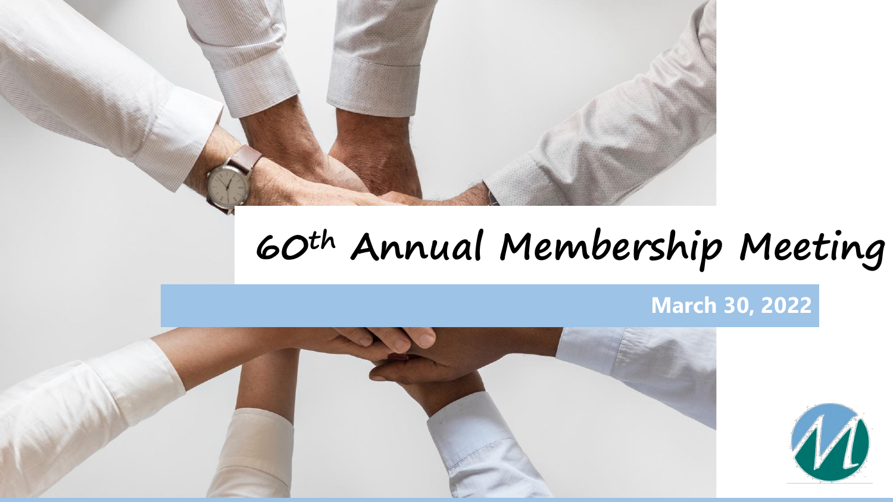# 60th Annual Membership Meeting

**March 30, 2022**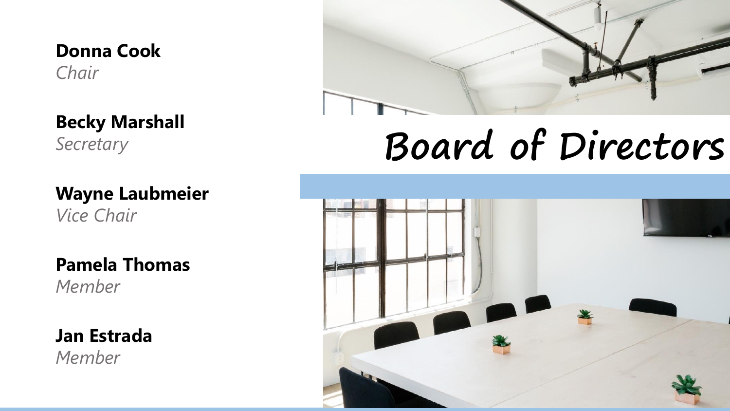# Board of Directors

**Donna Cook**
*Chair*

**Becky Marshall**
*Secretary*

**Wayne Laubmeier**
*Vice Chair*

**Pamela Thomas**
*Member*

**Jan Estrada**
*Member*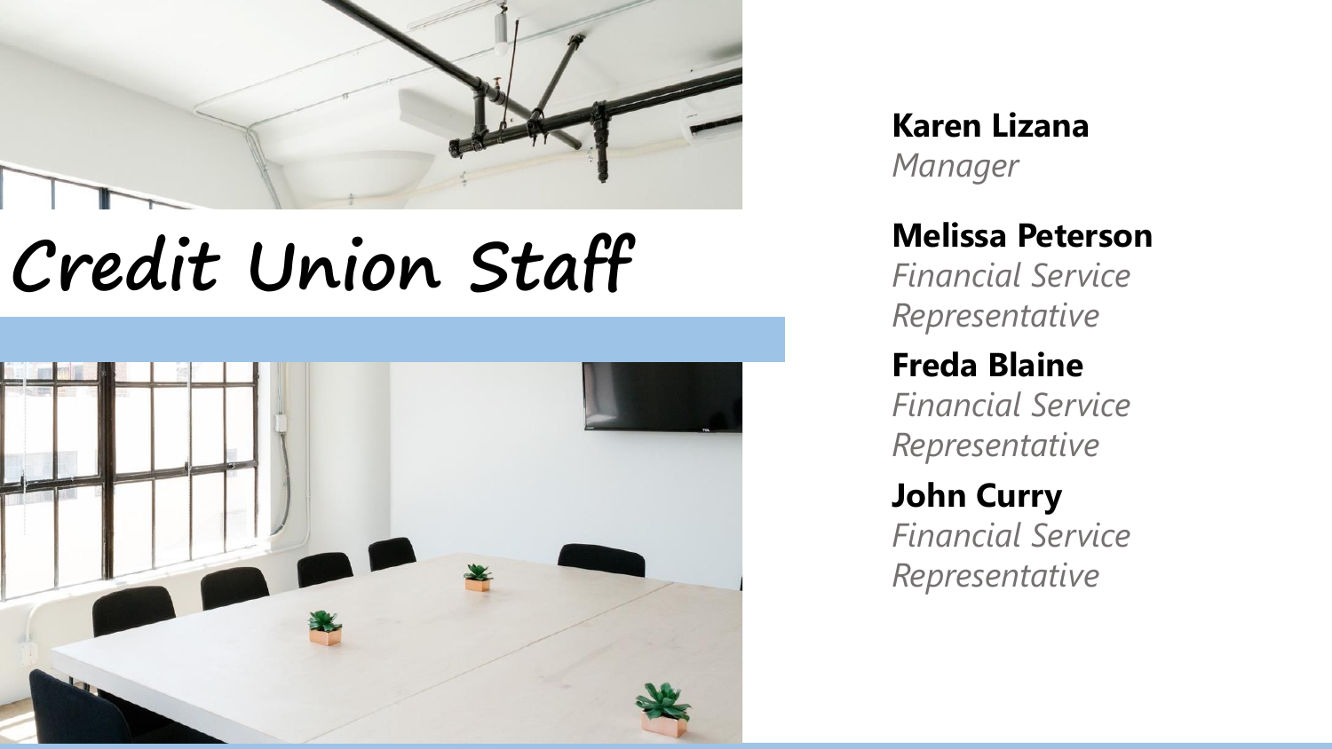# Credit Union Staff

**Karen Lizana**
*Manager*

**Melissa Peterson**
*Financial Service Representative*

**Freda Blaine**
*Financial Service Representative*

**John Curry**
*Financial Service Representative*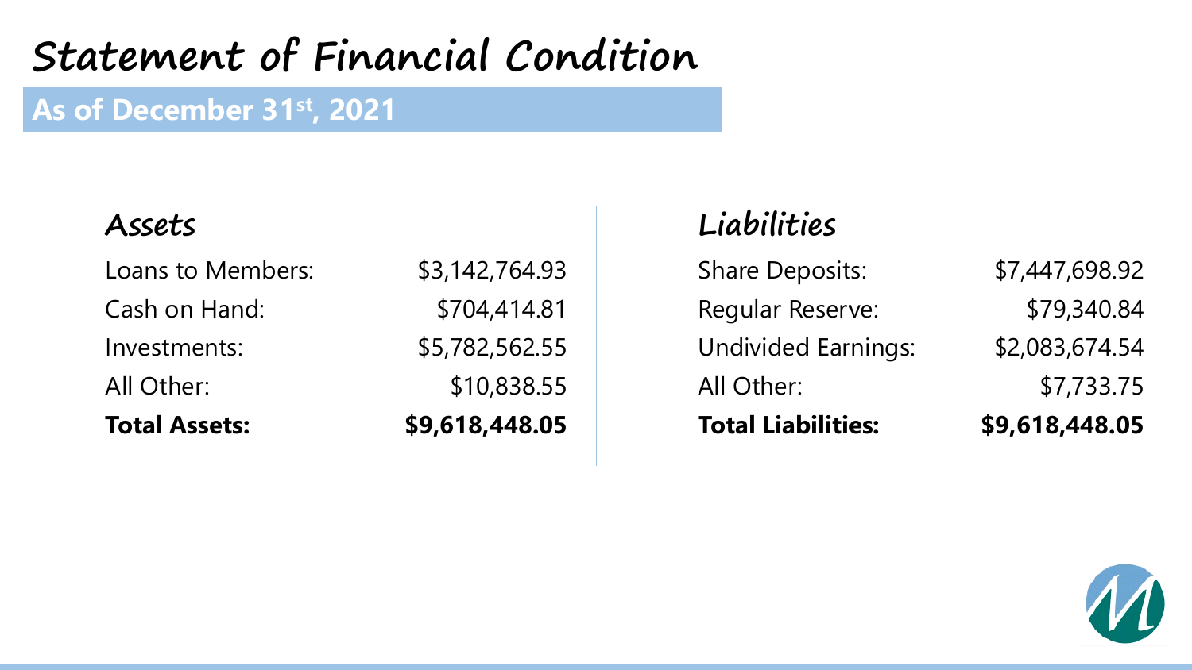# Statement of Financial Condition

## As of December 31st, 2021

### Assets

| | |
|---|---|
| Loans to Members: | $3,142,764.93 |
| Cash on Hand: | $704,414.81 |
| Investments: | $5,782,562.55 |
| All Other: | $10,838.55 |
| **Total Assets:** | **$9,618,448.05** |

### Liabilities

| | |
|---|---|
| Share Deposits: | $7,447,698.92 |
| Regular Reserve: | $79,340.84 |
| Undivided Earnings: | $2,083,674.54 |
| All Other: | $7,733.75 |
| **Total Liabilities:** | **$9,618,448.05** |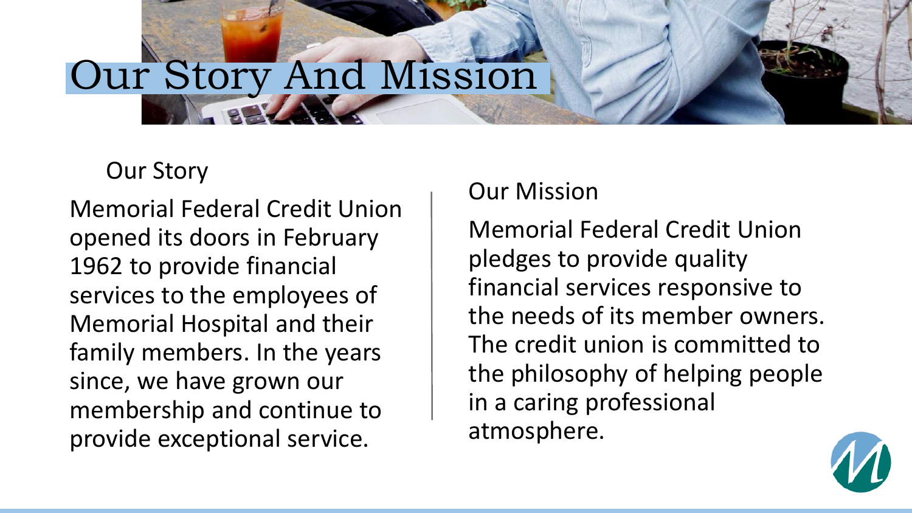# Our Story And Mission

## Our Story

Memorial Federal Credit Union opened its doors in February 1962 to provide financial services to the employees of Memorial Hospital and their family members. In the years since, we have grown our membership and continue to provide exceptional service.

## Our Mission

Memorial Federal Credit Union pledges to provide quality financial services responsive to the needs of its member owners. The credit union is committed to the philosophy of helping people in a caring professional atmosphere.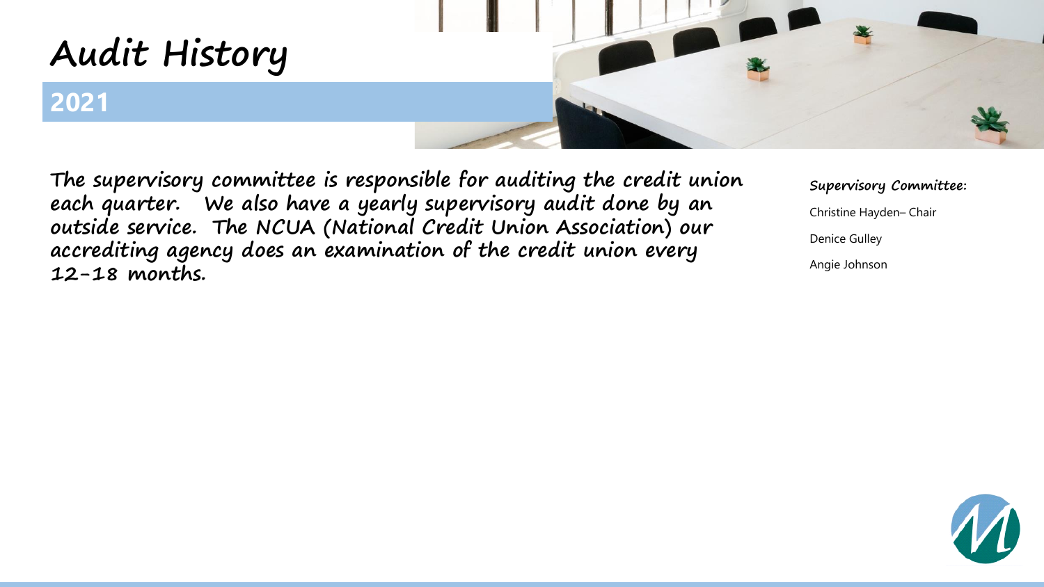# Audit History

## 2021

The supervisory committee is responsible for auditing the credit union each quarter. We also have a yearly supervisory audit done by an outside service. The NCUA (National Credit Union Association) our accrediting agency does an examination of the credit union every 12-18 months.

**Supervisory Committee:**

Christine Hayden– Chair

Denice Gulley

Angie Johnson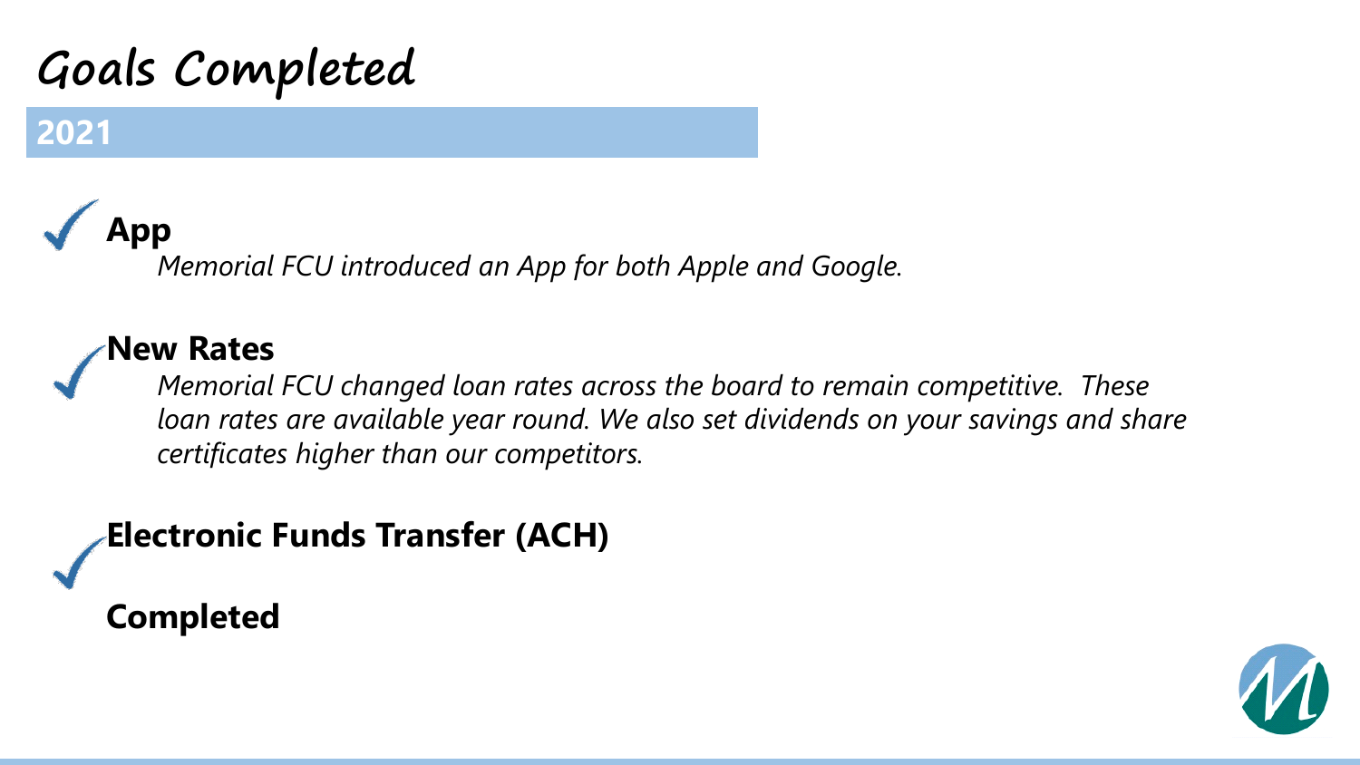# Goals Completed

## 2021

**App**

*Memorial FCU introduced an App for both Apple and Google.*

**New Rates**

*Memorial FCU changed loan rates across the board to remain competitive. These loan rates are available year round. We also set dividends on your savings and share certificates higher than our competitors.*

**Electronic Funds Transfer (ACH)**

**Completed**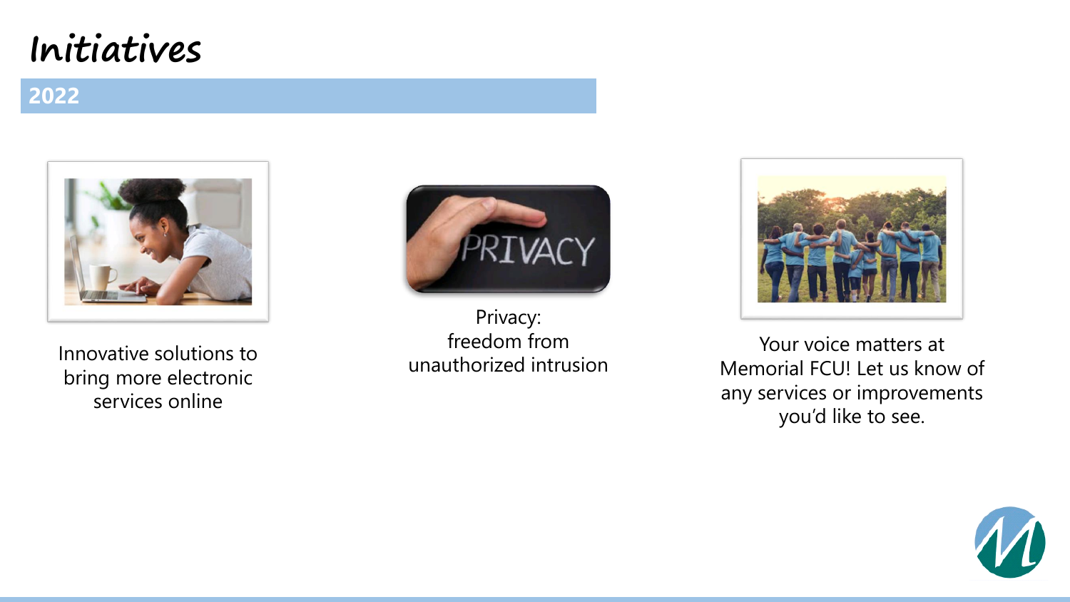# Initiatives

## 2022

Innovative solutions to bring more electronic services online

Privacy: freedom from unauthorized intrusion

Your voice matters at Memorial FCU! Let us know of any services or improvements you'd like to see.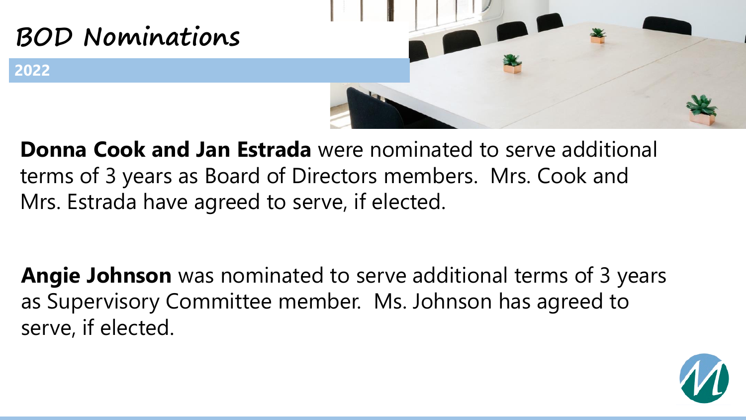# BOD Nominations

**2022**

**Donna Cook and Jan Estrada** were nominated to serve additional terms of 3 years as Board of Directors members. Mrs. Cook and Mrs. Estrada have agreed to serve, if elected.

**Angie Johnson** was nominated to serve additional terms of 3 years as Supervisory Committee member. Ms. Johnson has agreed to serve, if elected.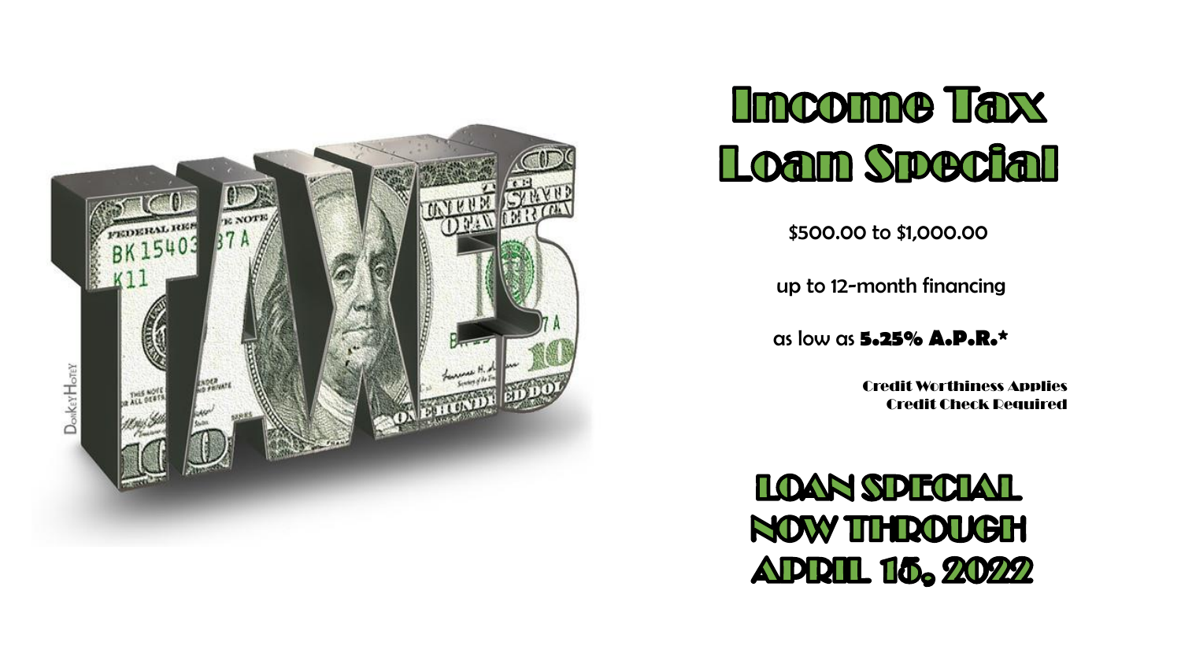# Income Tax Loan Special

$500.00 to $1,000.00

up to 12-month financing

as low as **5.25% A.P.R.***

Credit Worthiness Applies
Credit Check Required

## LOAN SPECIAL NOW THROUGH APRIL 15, 2022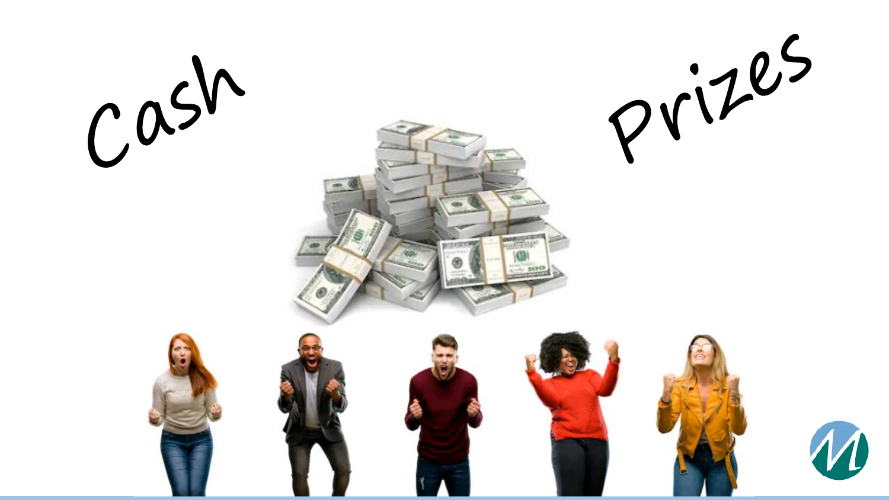Cash Prizes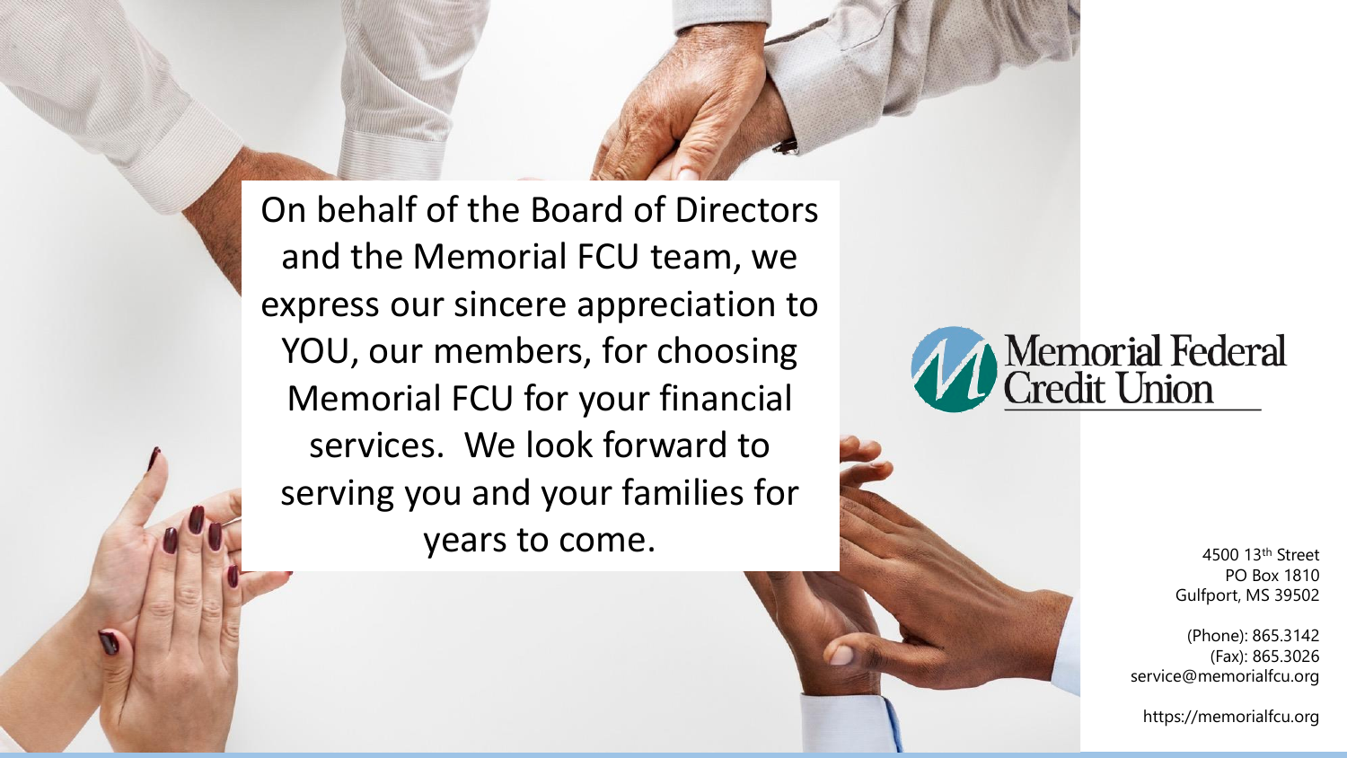On behalf of the Board of Directors and the Memorial FCU team, we express our sincere appreciation to YOU, our members, for choosing Memorial FCU for your financial services. We look forward to serving you and your families for years to come.

Memorial Federal Credit Union

4500 13th Street
PO Box 1810
Gulfport, MS 39502

(Phone): 865.3142
(Fax): 865.3026
service@memorialfcu.org

https://memorialfcu.org